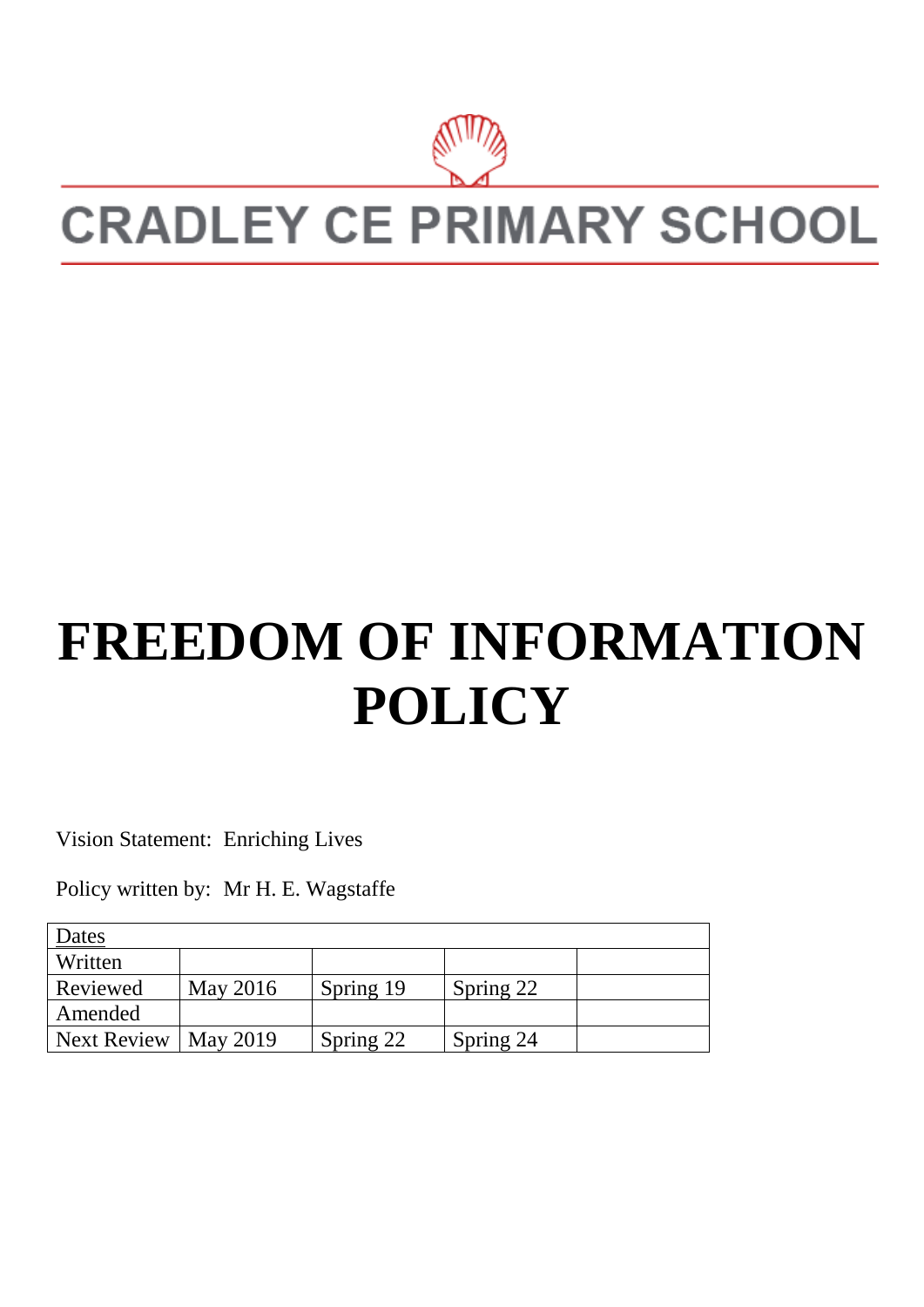# CRADLEY CE PRIMARY SCHOOL

# FREEDOM OF INFORMATION POLICY

Vision Statement: Enriching Lives

Policy written by: Mr H. E. Wagstaffe

| Dates | | | | |
|---|---|---|---|---|
| Written | | | | |
| Reviewed | May 2016 | Spring 19 | Spring 22 | |
| Amended | | | | |
| Next Review | May 2019 | Spring 22 | Spring 24 | |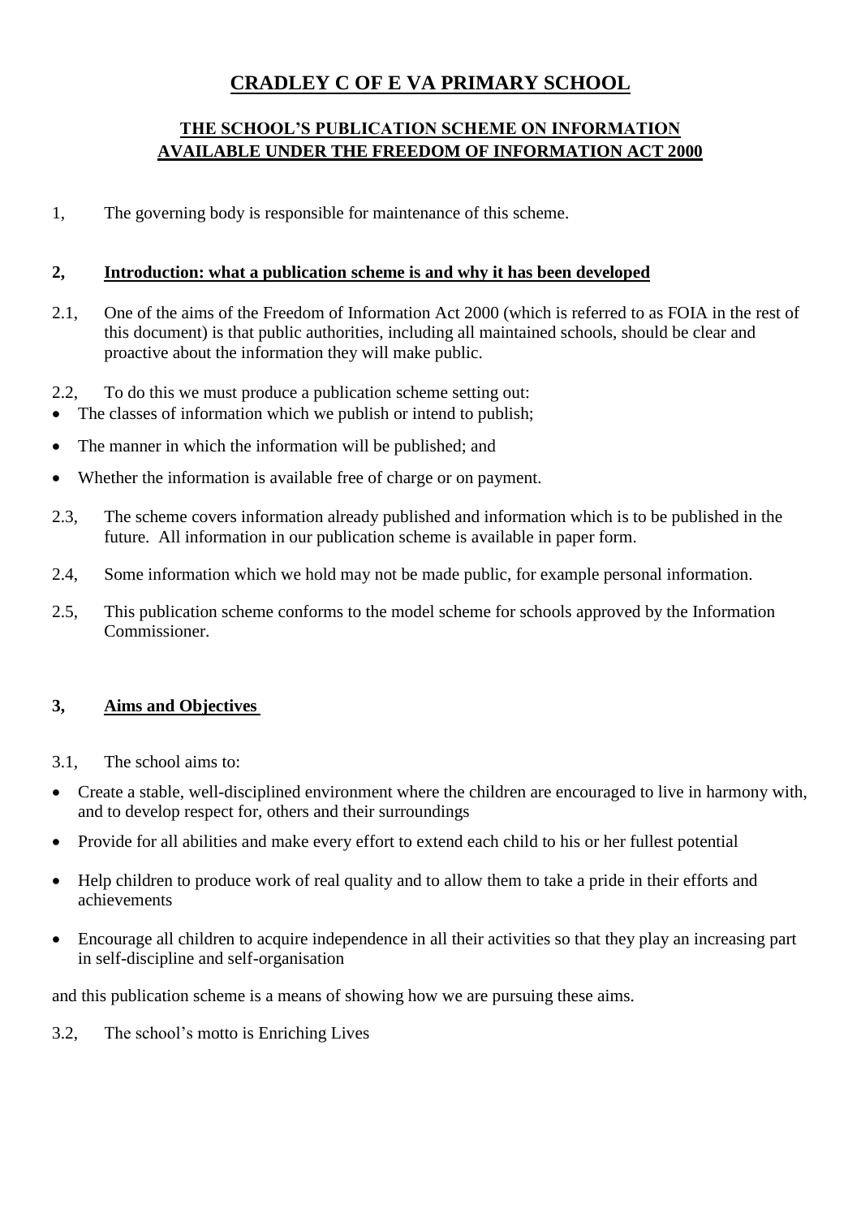# CRADLEY C OF E VA PRIMARY SCHOOL

## THE SCHOOL'S PUBLICATION SCHEME ON INFORMATION AVAILABLE UNDER THE FREEDOM OF INFORMATION ACT 2000

1, The governing body is responsible for maintenance of this scheme.

### 2, Introduction: what a publication scheme is and why it has been developed

2.1, One of the aims of the Freedom of Information Act 2000 (which is referred to as FOIA in the rest of this document) is that public authorities, including all maintained schools, should be clear and proactive about the information they will make public.

2.2, To do this we must produce a publication scheme setting out:

- The classes of information which we publish or intend to publish;
- The manner in which the information will be published; and
- Whether the information is available free of charge or on payment.

2.3, The scheme covers information already published and information which is to be published in the future. All information in our publication scheme is available in paper form.

2.4, Some information which we hold may not be made public, for example personal information.

2.5, This publication scheme conforms to the model scheme for schools approved by the Information Commissioner.

### 3, Aims and Objectives

3.1, The school aims to:

- Create a stable, well-disciplined environment where the children are encouraged to live in harmony with, and to develop respect for, others and their surroundings
- Provide for all abilities and make every effort to extend each child to his or her fullest potential
- Help children to produce work of real quality and to allow them to take a pride in their efforts and achievements
- Encourage all children to acquire independence in all their activities so that they play an increasing part in self-discipline and self-organisation

and this publication scheme is a means of showing how we are pursuing these aims.

3.2, The school's motto is Enriching Lives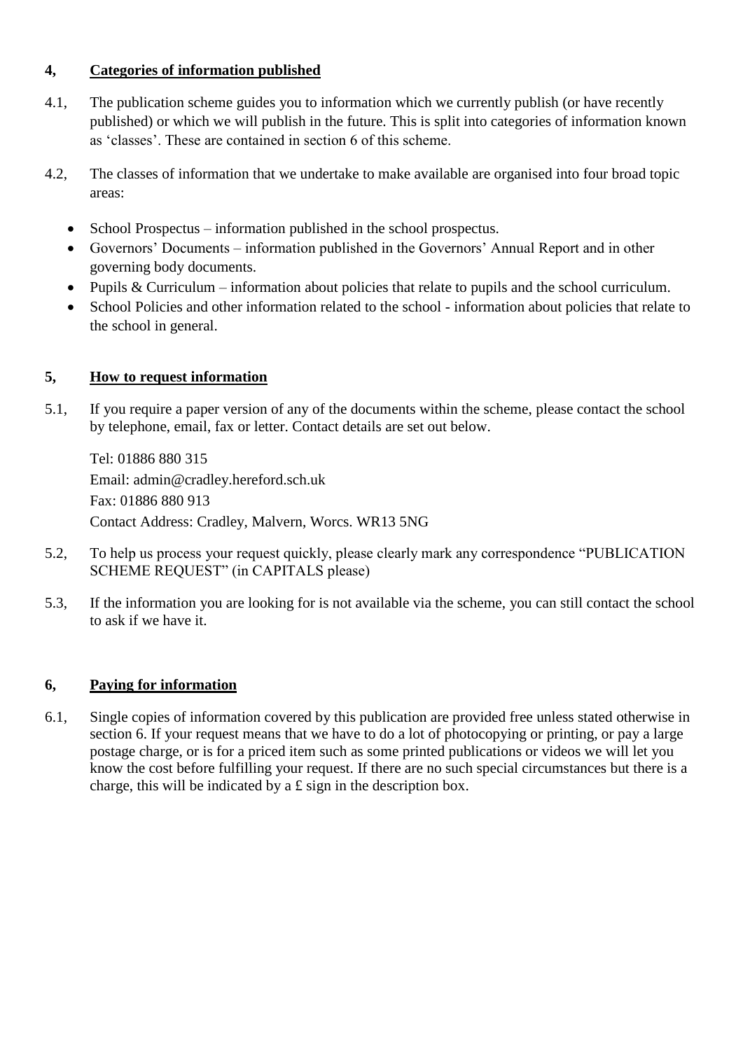## 4, Categories of information published

4.1, The publication scheme guides you to information which we currently publish (or have recently published) or which we will publish in the future. This is split into categories of information known as 'classes'. These are contained in section 6 of this scheme.

4.2, The classes of information that we undertake to make available are organised into four broad topic areas:

- School Prospectus – information published in the school prospectus.
- Governors' Documents – information published in the Governors' Annual Report and in other governing body documents.
- Pupils & Curriculum – information about policies that relate to pupils and the school curriculum.
- School Policies and other information related to the school - information about policies that relate to the school in general.

## 5, How to request information

5.1, If you require a paper version of any of the documents within the scheme, please contact the school by telephone, email, fax or letter. Contact details are set out below.

Tel: 01886 880 315
Email: admin@cradley.hereford.sch.uk
Fax: 01886 880 913
Contact Address: Cradley, Malvern, Worcs. WR13 5NG

5.2, To help us process your request quickly, please clearly mark any correspondence "PUBLICATION SCHEME REQUEST" (in CAPITALS please)

5.3, If the information you are looking for is not available via the scheme, you can still contact the school to ask if we have it.

## 6, Paying for information

6.1, Single copies of information covered by this publication are provided free unless stated otherwise in section 6. If your request means that we have to do a lot of photocopying or printing, or pay a large postage charge, or is for a priced item such as some printed publications or videos we will let you know the cost before fulfilling your request. If there are no such special circumstances but there is a charge, this will be indicated by a £ sign in the description box.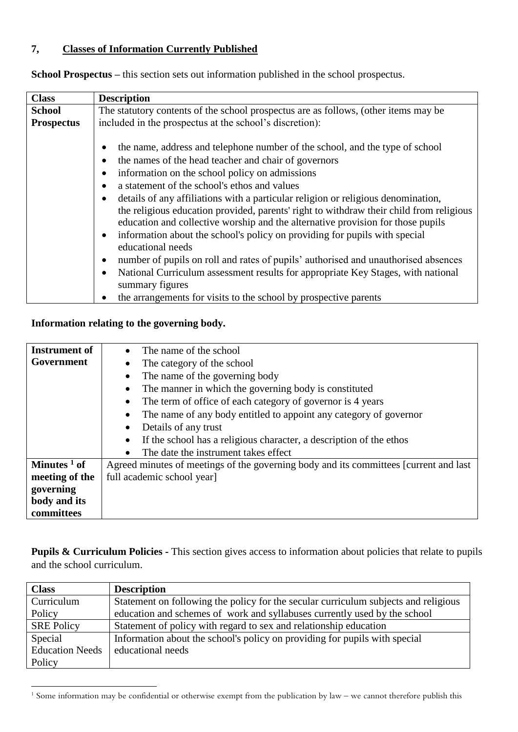## 7, Classes of Information Currently Published

**School Prospectus** – this section sets out information published in the school prospectus.

| Class | Description |
|---|---|
| **School Prospectus** | The statutory contents of the school prospectus are as follows, (other items may be included in the prospectus at the school's discretion):<br><br>• the name, address and telephone number of the school, and the type of school<br>• the names of the head teacher and chair of governors<br>• information on the school policy on admissions<br>• a statement of the school's ethos and values<br>• details of any affiliations with a particular religion or religious denomination, the religious education provided, parents' right to withdraw their child from religious education and collective worship and the alternative provision for those pupils<br>• information about the school's policy on providing for pupils with special educational needs<br>• number of pupils on roll and rates of pupils' authorised and unauthorised absences<br>• National Curriculum assessment results for appropriate Key Stages, with national summary figures<br>• the arrangements for visits to the school by prospective parents |

**Information relating to the governing body.**

| | |
|---|---|
| **Instrument of Government** | • The name of the school<br>• The category of the school<br>• The name of the governing body<br>• The manner in which the governing body is constituted<br>• The term of office of each category of governor is 4 years<br>• The name of any body entitled to appoint any category of governor<br>• Details of any trust<br>• If the school has a religious character, a description of the ethos<br>• The date the instrument takes effect |
| **Minutes [1] of meeting of the governing body and its committees** | Agreed minutes of meetings of the governing body and its committees [current and last full academic school year] |

**Pupils & Curriculum Policies** - This section gives access to information about policies that relate to pupils and the school curriculum.

| Class | Description |
|---|---|
| Curriculum Policy | Statement on following the policy for the secular curriculum subjects and religious education and schemes of work and syllabuses currently used by the school |
| SRE Policy | Statement of policy with regard to sex and relationship education |
| Special Education Needs Policy | Information about the school's policy on providing for pupils with special educational needs |

[1] Some information may be confidential or otherwise exempt from the publication by law – we cannot therefore publish this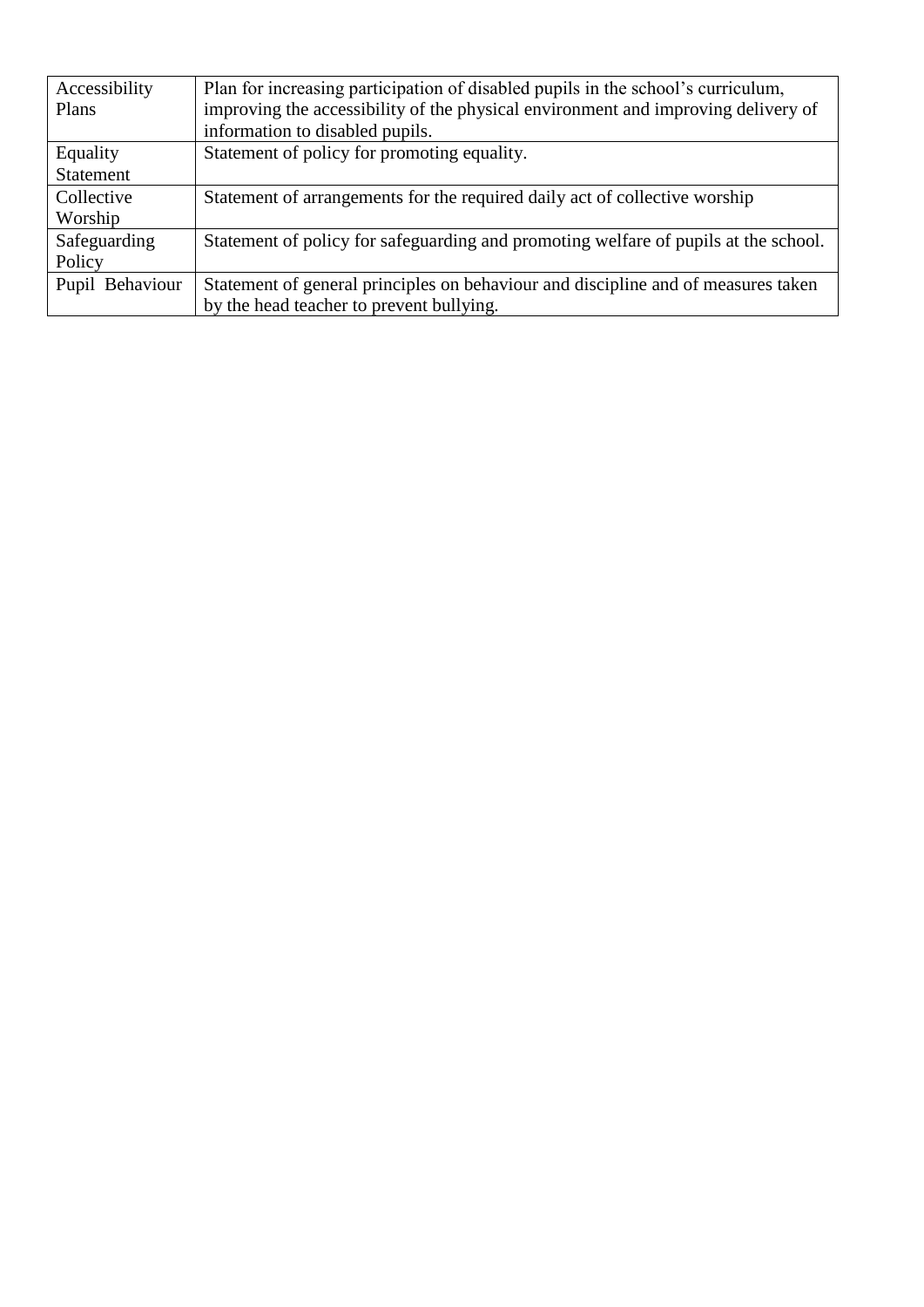| Accessibility Plans | Plan for increasing participation of disabled pupils in the school's curriculum, improving the accessibility of the physical environment and improving delivery of information to disabled pupils. |
|---|---|
| Equality Statement | Statement of policy for promoting equality. |
| Collective Worship | Statement of arrangements for the required daily act of collective worship |
| Safeguarding Policy | Statement of policy for safeguarding and promoting welfare of pupils at the school. |
| Pupil Behaviour | Statement of general principles on behaviour and discipline and of measures taken by the head teacher to prevent bullying. |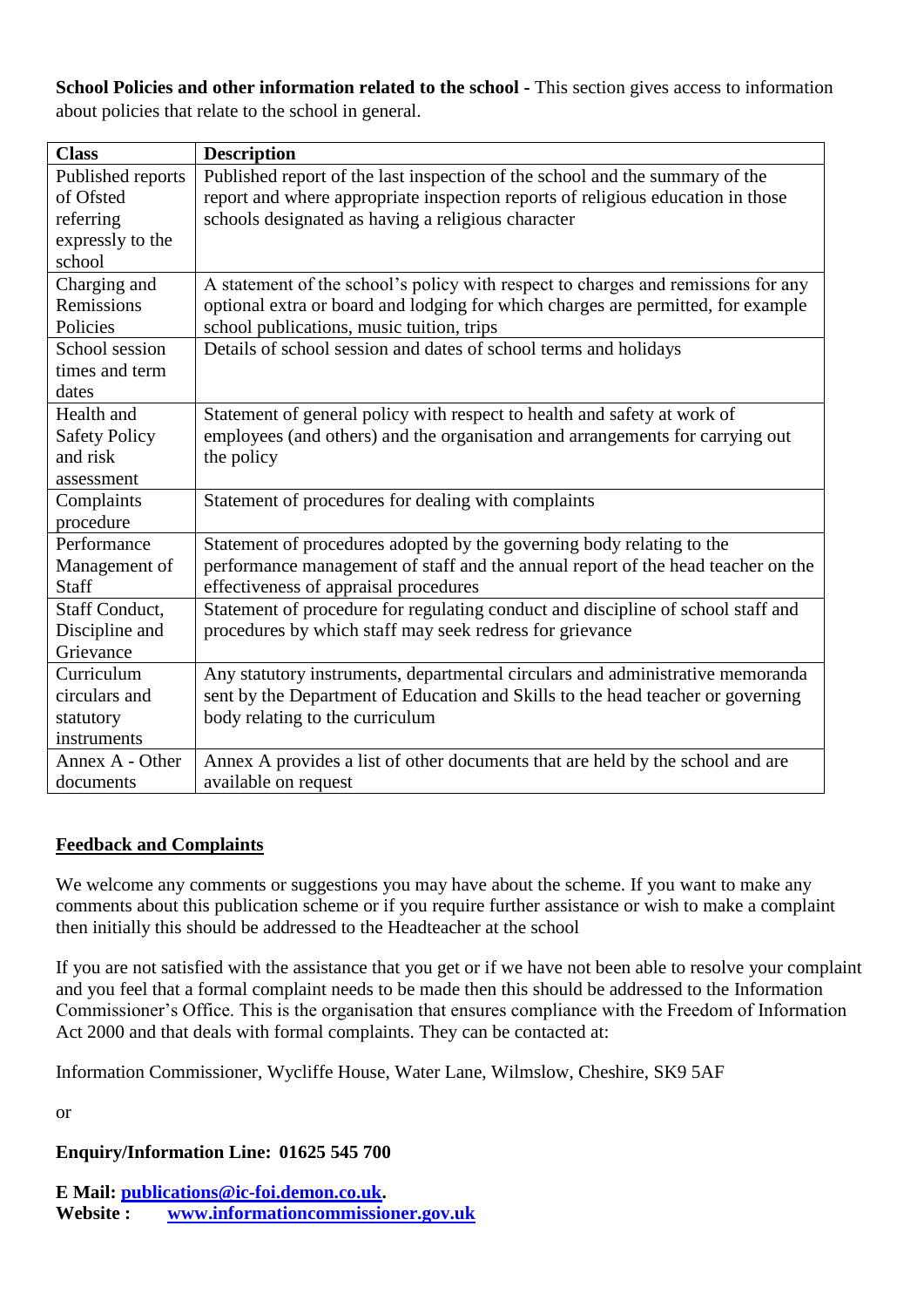**School Policies and other information related to the school -** This section gives access to information about policies that relate to the school in general.

| Class | Description |
|---|---|
| Published reports of Ofsted referring expressly to the school | Published report of the last inspection of the school and the summary of the report and where appropriate inspection reports of religious education in those schools designated as having a religious character |
| Charging and Remissions Policies | A statement of the school's policy with respect to charges and remissions for any optional extra or board and lodging for which charges are permitted, for example school publications, music tuition, trips |
| School session times and term dates | Details of school session and dates of school terms and holidays |
| Health and Safety Policy and risk assessment | Statement of general policy with respect to health and safety at work of employees (and others) and the organisation and arrangements for carrying out the policy |
| Complaints procedure | Statement of procedures for dealing with complaints |
| Performance Management of Staff | Statement of procedures adopted by the governing body relating to the performance management of staff and the annual report of the head teacher on the effectiveness of appraisal procedures |
| Staff Conduct, Discipline and Grievance | Statement of procedure for regulating conduct and discipline of school staff and procedures by which staff may seek redress for grievance |
| Curriculum circulars and statutory instruments | Any statutory instruments, departmental circulars and administrative memoranda sent by the Department of Education and Skills to the head teacher or governing body relating to the curriculum |
| Annex A - Other documents | Annex A provides a list of other documents that are held by the school and are available on request |

## Feedback and Complaints

We welcome any comments or suggestions you may have about the scheme. If you want to make any comments about this publication scheme or if you require further assistance or wish to make a complaint then initially this should be addressed to the Headteacher at the school

If you are not satisfied with the assistance that you get or if we have not been able to resolve your complaint and you feel that a formal complaint needs to be made then this should be addressed to the Information Commissioner's Office. This is the organisation that ensures compliance with the Freedom of Information Act 2000 and that deals with formal complaints. They can be contacted at:

Information Commissioner, Wycliffe House, Water Lane, Wilmslow, Cheshire, SK9 5AF

or

**Enquiry/Information Line: 01625 545 700**

**E Mail: publications@ic-foi.demon.co.uk.**
**Website : www.informationcommissioner.gov.uk**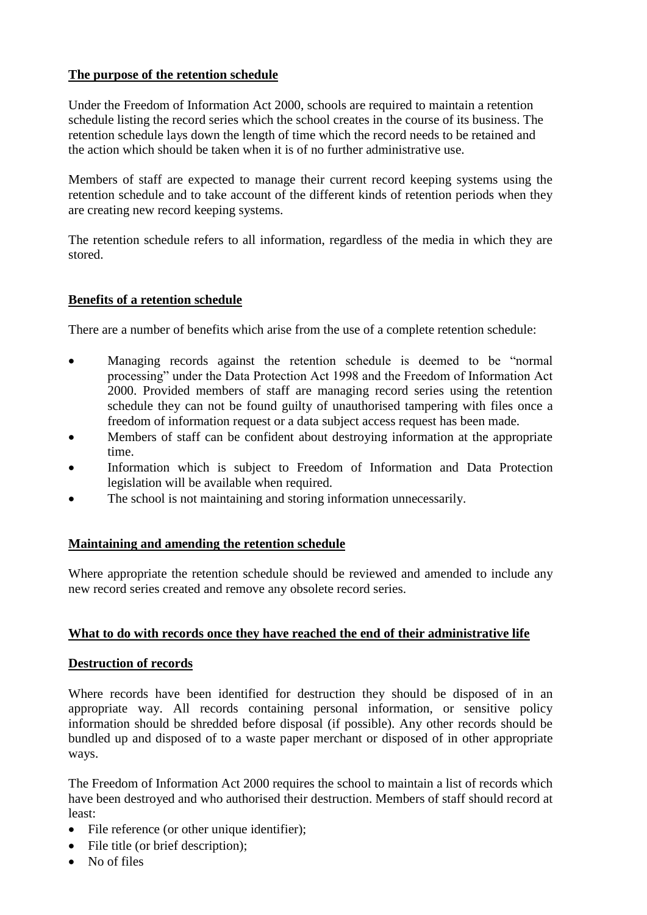**The purpose of the retention schedule**

Under the Freedom of Information Act 2000, schools are required to maintain a retention schedule listing the record series which the school creates in the course of its business. The retention schedule lays down the length of time which the record needs to be retained and the action which should be taken when it is of no further administrative use.

Members of staff are expected to manage their current record keeping systems using the retention schedule and to take account of the different kinds of retention periods when they are creating new record keeping systems.

The retention schedule refers to all information, regardless of the media in which they are stored.

**Benefits of a retention schedule**

There are a number of benefits which arise from the use of a complete retention schedule:

- Managing records against the retention schedule is deemed to be "normal processing" under the Data Protection Act 1998 and the Freedom of Information Act 2000. Provided members of staff are managing record series using the retention schedule they can not be found guilty of unauthorised tampering with files once a freedom of information request or a data subject access request has been made.
- Members of staff can be confident about destroying information at the appropriate time.
- Information which is subject to Freedom of Information and Data Protection legislation will be available when required.
- The school is not maintaining and storing information unnecessarily.

**Maintaining and amending the retention schedule**

Where appropriate the retention schedule should be reviewed and amended to include any new record series created and remove any obsolete record series.

**What to do with records once they have reached the end of their administrative life**

**Destruction of records**

Where records have been identified for destruction they should be disposed of in an appropriate way. All records containing personal information, or sensitive policy information should be shredded before disposal (if possible). Any other records should be bundled up and disposed of to a waste paper merchant or disposed of in other appropriate ways.

The Freedom of Information Act 2000 requires the school to maintain a list of records which have been destroyed and who authorised their destruction. Members of staff should record at least:

- File reference (or other unique identifier);
- File title (or brief description);
- No of files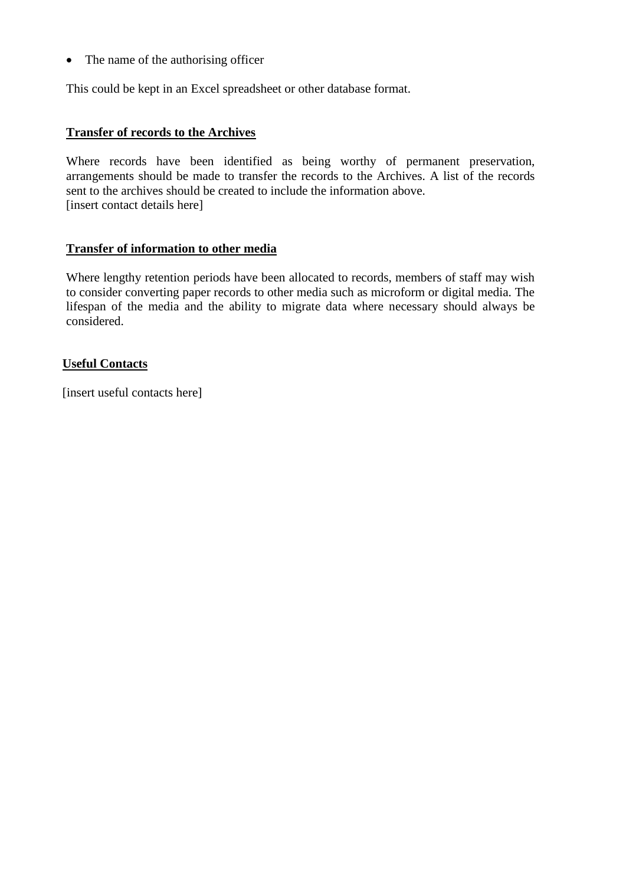- The name of the authorising officer

This could be kept in an Excel spreadsheet or other database format.

**Transfer of records to the Archives**

Where records have been identified as being worthy of permanent preservation, arrangements should be made to transfer the records to the Archives. A list of the records sent to the archives should be created to include the information above.
[insert contact details here]

**Transfer of information to other media**

Where lengthy retention periods have been allocated to records, members of staff may wish to consider converting paper records to other media such as microform or digital media. The lifespan of the media and the ability to migrate data where necessary should always be considered.

**Useful Contacts**

[insert useful contacts here]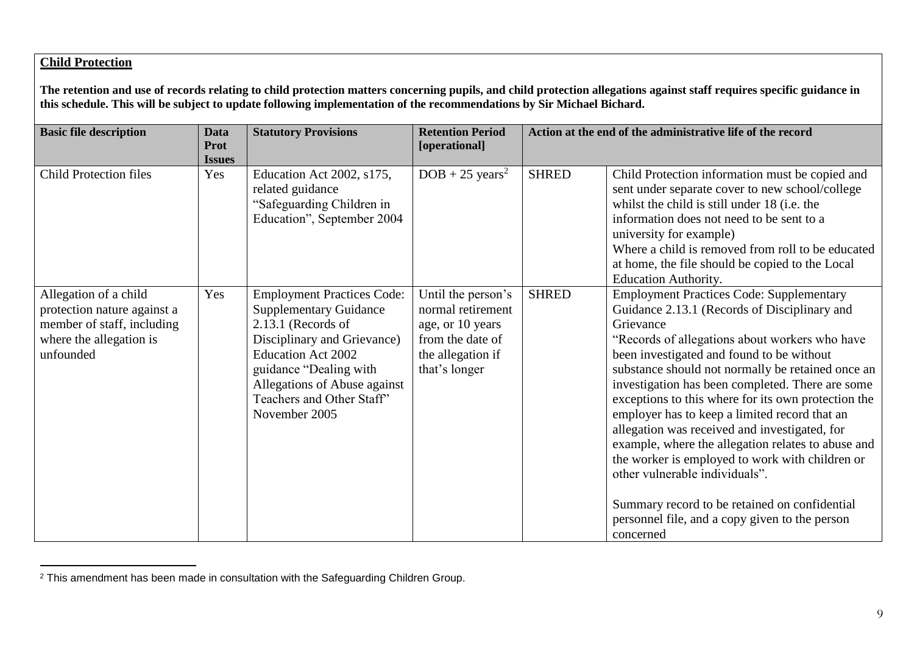**Child Protection**

**The retention and use of records relating to child protection matters concerning pupils, and child protection allegations against staff requires specific guidance in this schedule. This will be subject to update following implementation of the recommendations by Sir Michael Bichard.**

| Basic file description | Data Prot Issues | Statutory Provisions | Retention Period [operational] | Action at the end of the administrative life of the record | |
|---|---|---|---|---|---|
| Child Protection files | Yes | Education Act 2002, s175, related guidance "Safeguarding Children in Education", September 2004 | DOB + 25 years[2] | SHRED | Child Protection information must be copied and sent under separate cover to new school/college whilst the child is still under 18 (i.e. the information does not need to be sent to a university for example)<br>Where a child is removed from roll to be educated at home, the file should be copied to the Local Education Authority. |
| Allegation of a child protection nature against a member of staff, including where the allegation is unfounded | Yes | Employment Practices Code: Supplementary Guidance 2.13.1 (Records of Disciplinary and Grievance)<br>Education Act 2002 guidance "Dealing with Allegations of Abuse against Teachers and Other Staff" November 2005 | Until the person's normal retirement age, or 10 years from the date of the allegation if that's longer | SHRED | Employment Practices Code: Supplementary Guidance 2.13.1 (Records of Disciplinary and Grievance<br>"Records of allegations about workers who have been investigated and found to be without substance should not normally be retained once an investigation has been completed. There are some exceptions to this where for its own protection the employer has to keep a limited record that an allegation was received and investigated, for example, where the allegation relates to abuse and the worker is employed to work with children or other vulnerable individuals".<br><br>Summary record to be retained on confidential personnel file, and a copy given to the person concerned |

[2] This amendment has been made in consultation with the Safeguarding Children Group.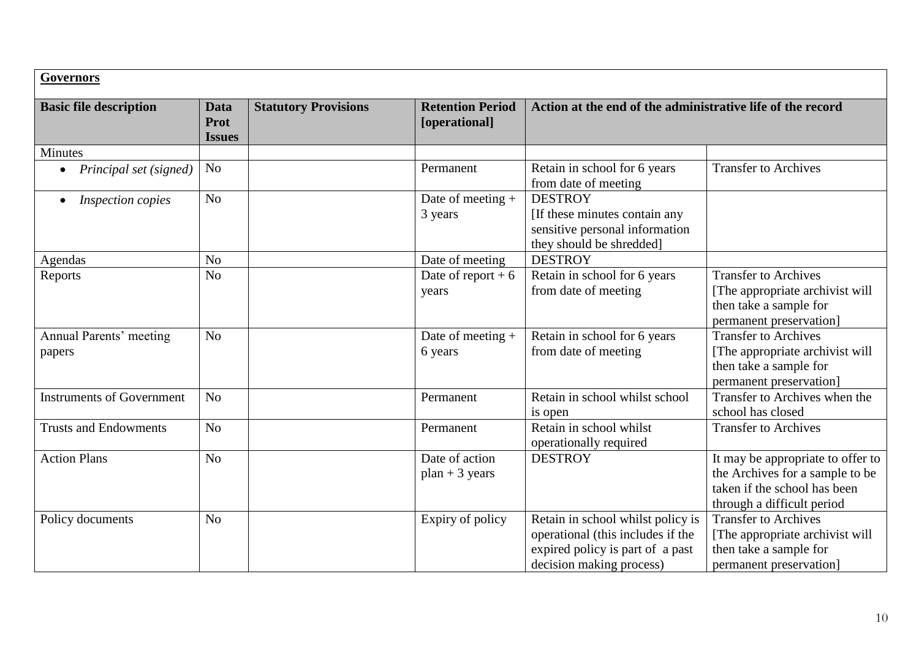**Governors**

| Basic file description | Data Prot Issues | Statutory Provisions | Retention Period [operational] | Action at the end of the administrative life of the record | |
|---|---|---|---|---|---|
| Minutes | | | | | |
| • *Principal set (signed)* | No | | Permanent | Retain in school for 6 years from date of meeting | Transfer to Archives |
| • *Inspection copies* | No | | Date of meeting + 3 years | DESTROY [If these minutes contain any sensitive personal information they should be shredded] | |
| Agendas | No | | Date of meeting | DESTROY | |
| Reports | No | | Date of report + 6 years | Retain in school for 6 years from date of meeting | Transfer to Archives [The appropriate archivist will then take a sample for permanent preservation] |
| Annual Parents' meeting papers | No | | Date of meeting + 6 years | Retain in school for 6 years from date of meeting | Transfer to Archives [The appropriate archivist will then take a sample for permanent preservation] |
| Instruments of Government | No | | Permanent | Retain in school whilst school is open | Transfer to Archives when the school has closed |
| Trusts and Endowments | No | | Permanent | Retain in school whilst operationally required | Transfer to Archives |
| Action Plans | No | | Date of action plan + 3 years | DESTROY | It may be appropriate to offer to the Archives for a sample to be taken if the school has been through a difficult period |
| Policy documents | No | | Expiry of policy | Retain in school whilst policy is operational (this includes if the expired policy is part of a past decision making process) | Transfer to Archives [The appropriate archivist will then take a sample for permanent preservation] |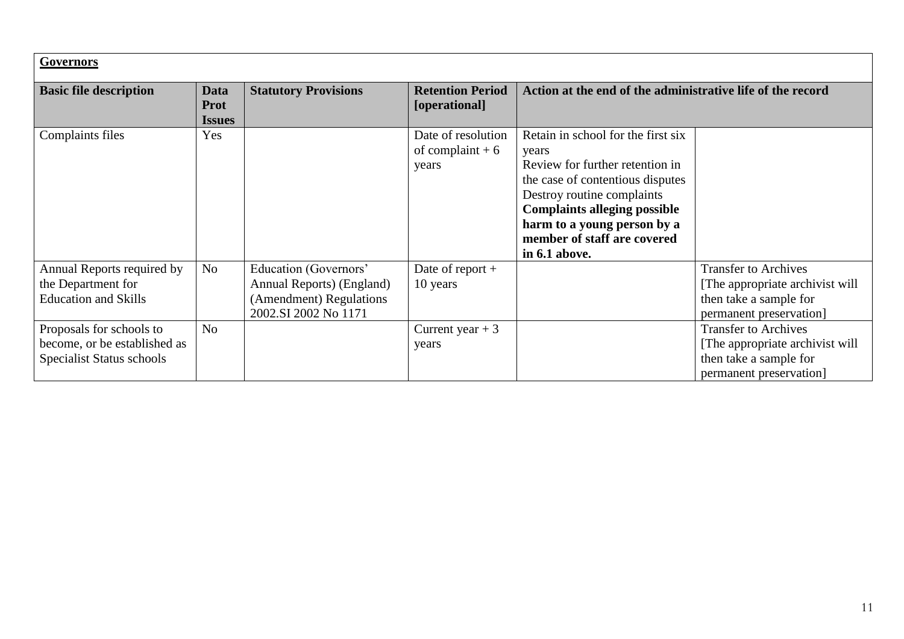| **Governors** | | | | | |
|---|---|---|---|---|---|
| **Basic file description** | **Data Prot Issues** | **Statutory Provisions** | **Retention Period [operational]** | **Action at the end of the administrative life of the record** | |
| Complaints files | Yes | | Date of resolution of complaint + 6 years | Retain in school for the first six years<br>Review for further retention in the case of contentious disputes<br>Destroy routine complaints<br>**Complaints alleging possible harm to a young person by a member of staff are covered in 6.1 above.** | |
| Annual Reports required by the Department for Education and Skills | No | Education (Governors' Annual Reports) (England) (Amendment) Regulations 2002.SI 2002 No 1171 | Date of report + 10 years | | Transfer to Archives [The appropriate archivist will then take a sample for permanent preservation] |
| Proposals for schools to become, or be established as Specialist Status schools | No | | Current year + 3 years | | Transfer to Archives [The appropriate archivist will then take a sample for permanent preservation] |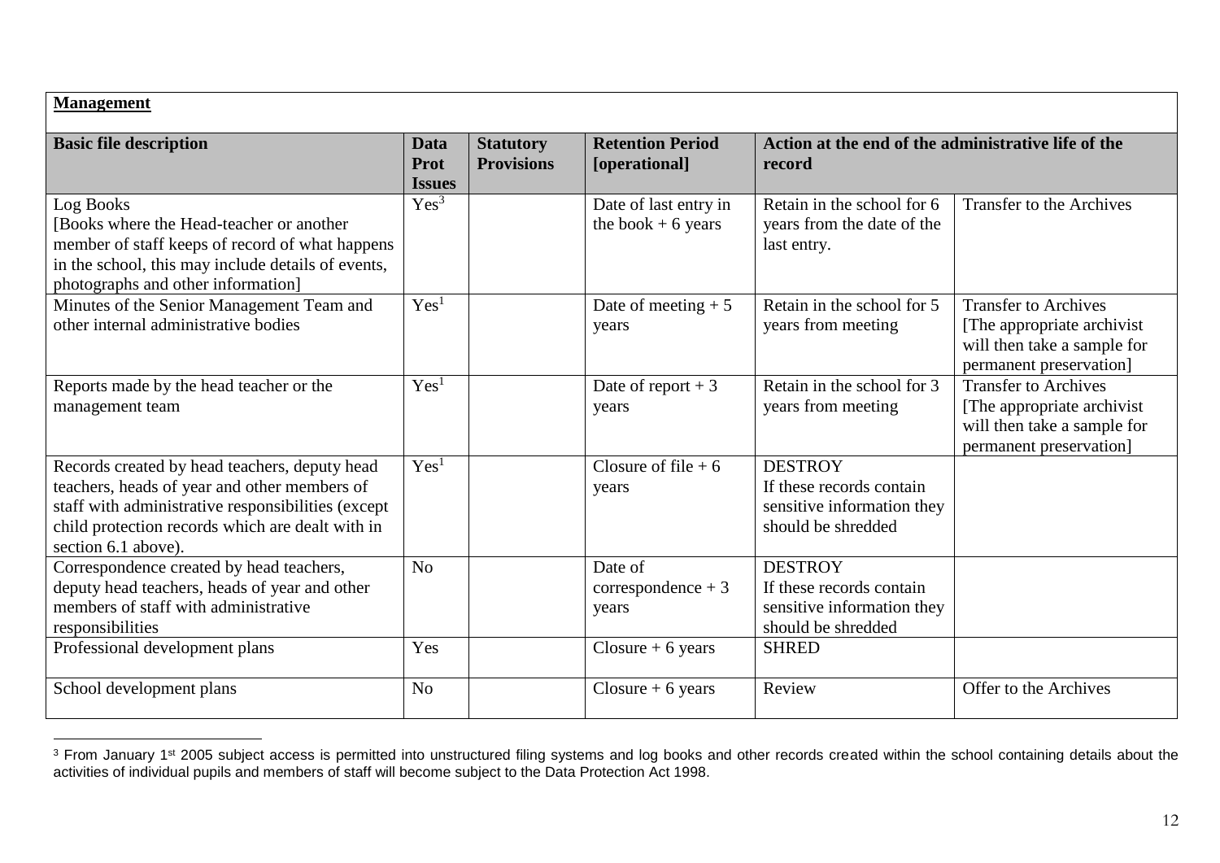| **Management** | | | | | |
|---|---|---|---|---|---|
| **Basic file description** | **Data Prot Issues** | **Statutory Provisions** | **Retention Period [operational]** | **Action at the end of the administrative life of the record** | |
| Log Books [Books where the Head-teacher or another member of staff keeps of record of what happens in the school, this may include details of events, photographs and other information] | Yes[3] | | Date of last entry in the book + 6 years | Retain in the school for 6 years from the date of the last entry. | Transfer to the Archives |
| Minutes of the Senior Management Team and other internal administrative bodies | Yes[1] | | Date of meeting + 5 years | Retain in the school for 5 years from meeting | Transfer to Archives [The appropriate archivist will then take a sample for permanent preservation] |
| Reports made by the head teacher or the management team | Yes[1] | | Date of report + 3 years | Retain in the school for 3 years from meeting | Transfer to Archives [The appropriate archivist will then take a sample for permanent preservation] |
| Records created by head teachers, deputy head teachers, heads of year and other members of staff with administrative responsibilities (except child protection records which are dealt with in section 6.1 above). | Yes[1] | | Closure of file + 6 years | DESTROY If these records contain sensitive information they should be shredded | |
| Correspondence created by head teachers, deputy head teachers, heads of year and other members of staff with administrative responsibilities | No | | Date of correspondence + 3 years | DESTROY If these records contain sensitive information they should be shredded | |
| Professional development plans | Yes | | Closure + 6 years | SHRED | |
| School development plans | No | | Closure + 6 years | Review | Offer to the Archives |

[3] From January 1st 2005 subject access is permitted into unstructured filing systems and log books and other records created within the school containing details about the activities of individual pupils and members of staff will become subject to the Data Protection Act 1998.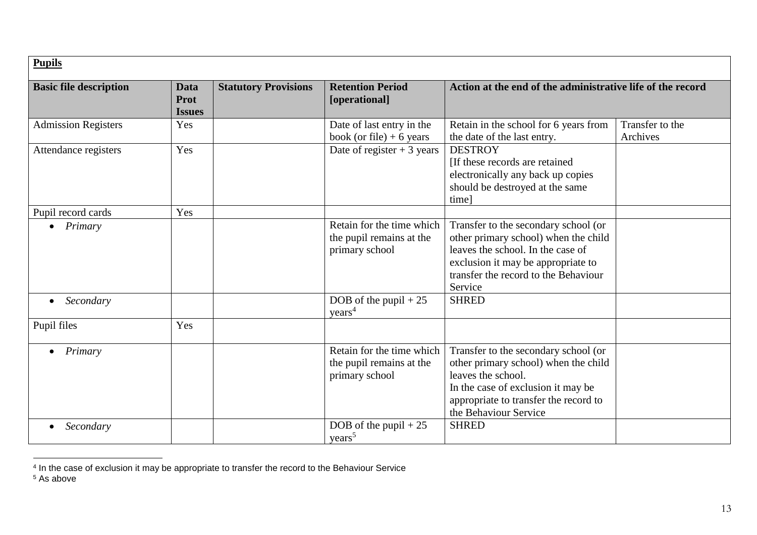| **Pupils** | | | | | |
|---|---|---|---|---|---|
| **Basic file description** | **Data Prot Issues** | **Statutory Provisions** | **Retention Period [operational]** | **Action at the end of the administrative life of the record** | |
| Admission Registers | Yes | | Date of last entry in the book (or file) + 6 years | Retain in the school for 6 years from the date of the last entry. | Transfer to the Archives |
| Attendance registers | Yes | | Date of register + 3 years | DESTROY<br>[If these records are retained electronically any back up copies should be destroyed at the same time] | |
| Pupil record cards | Yes | | | | |
| • *Primary* | | | Retain for the time which the pupil remains at the primary school | Transfer to the secondary school (or other primary school) when the child leaves the school. In the case of exclusion it may be appropriate to transfer the record to the Behaviour Service | |
| • *Secondary* | | | DOB of the pupil + 25 years[4] | SHRED | |
| Pupil files | Yes | | | | |
| • *Primary* | | | Retain for the time which the pupil remains at the primary school | Transfer to the secondary school (or other primary school) when the child leaves the school.<br>In the case of exclusion it may be appropriate to transfer the record to the Behaviour Service | |
| • *Secondary* | | | DOB of the pupil + 25 years[5] | SHRED | |

[4] In the case of exclusion it may be appropriate to transfer the record to the Behaviour Service

[5] As above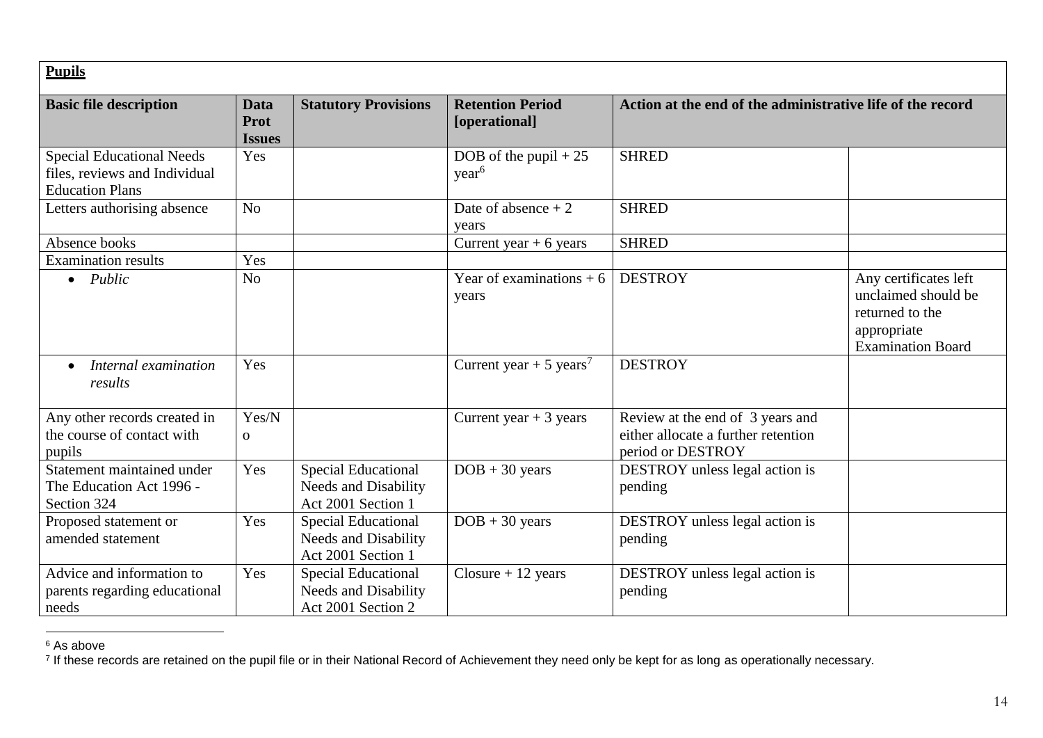| **Pupils** | | | | | |
|---|---|---|---|---|---|
| **Basic file description** | **Data Prot Issues** | **Statutory Provisions** | **Retention Period [operational]** | **Action at the end of the administrative life of the record** | |
| Special Educational Needs files, reviews and Individual Education Plans | Yes | | DOB of the pupil + 25 year[6] | SHRED | |
| Letters authorising absence | No | | Date of absence + 2 years | SHRED | |
| Absence books | | | Current year + 6 years | SHRED | |
| Examination results | Yes | | | | |
| • *Public* | No | | Year of examinations + 6 years | DESTROY | Any certificates left unclaimed should be returned to the appropriate Examination Board |
| • *Internal examination results* | Yes | | Current year + 5 years[7] | DESTROY | |
| Any other records created in the course of contact with pupils | Yes/No | | Current year + 3 years | Review at the end of 3 years and either allocate a further retention period or DESTROY | |
| Statement maintained under The Education Act 1996 - Section 324 | Yes | Special Educational Needs and Disability Act 2001 Section 1 | DOB + 30 years | DESTROY unless legal action is pending | |
| Proposed statement or amended statement | Yes | Special Educational Needs and Disability Act 2001 Section 1 | DOB + 30 years | DESTROY unless legal action is pending | |
| Advice and information to parents regarding educational needs | Yes | Special Educational Needs and Disability Act 2001 Section 2 | Closure + 12 years | DESTROY unless legal action is pending | |

[6] As above

[7] If these records are retained on the pupil file or in their National Record of Achievement they need only be kept for as long as operationally necessary.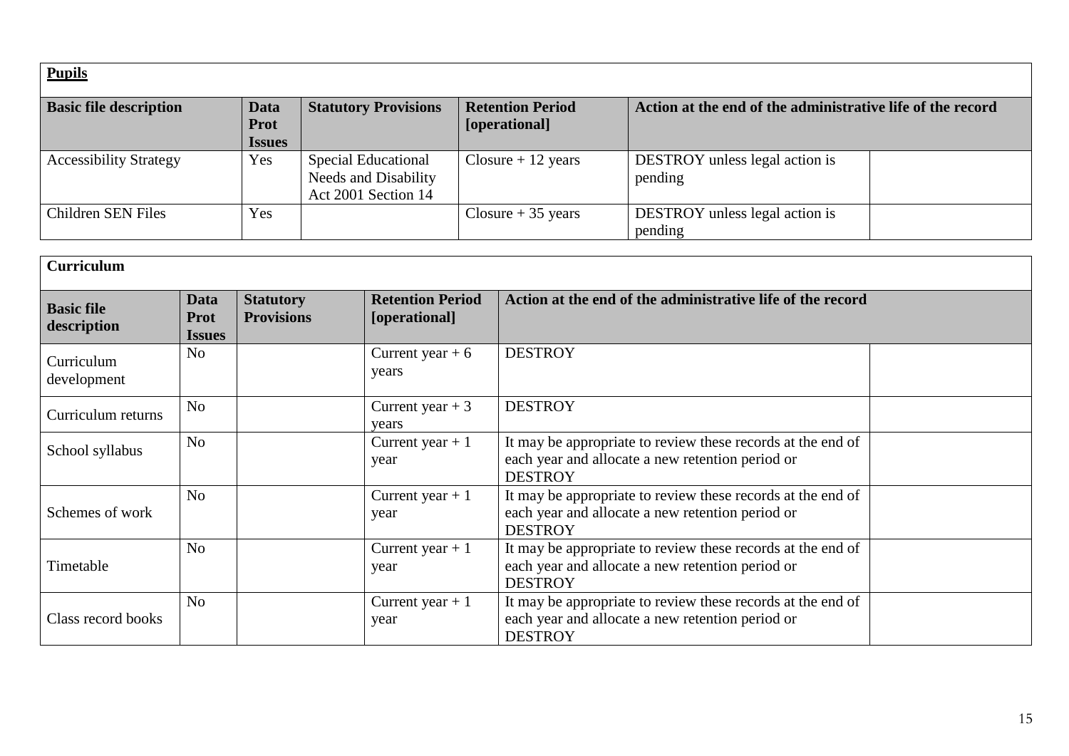| **Pupils** | | | | | |
|---|---|---|---|---|---|
| **Basic file description** | **Data Prot Issues** | **Statutory Provisions** | **Retention Period [operational]** | **Action at the end of the administrative life of the record** | |
| Accessibility Strategy | Yes | Special Educational Needs and Disability Act 2001 Section 14 | Closure + 12 years | DESTROY unless legal action is pending | |
| Children SEN Files | Yes | | Closure + 35 years | DESTROY unless legal action is pending | |

| **Curriculum** | | | | | |
|---|---|---|---|---|---|
| **Basic file description** | **Data Prot Issues** | **Statutory Provisions** | **Retention Period [operational]** | **Action at the end of the administrative life of the record** | |
| Curriculum development | No | | Current year + 6 years | DESTROY | |
| Curriculum returns | No | | Current year + 3 years | DESTROY | |
| School syllabus | No | | Current year + 1 year | It may be appropriate to review these records at the end of each year and allocate a new retention period or DESTROY | |
| Schemes of work | No | | Current year + 1 year | It may be appropriate to review these records at the end of each year and allocate a new retention period or DESTROY | |
| Timetable | No | | Current year + 1 year | It may be appropriate to review these records at the end of each year and allocate a new retention period or DESTROY | |
| Class record books | No | | Current year + 1 year | It may be appropriate to review these records at the end of each year and allocate a new retention period or DESTROY | |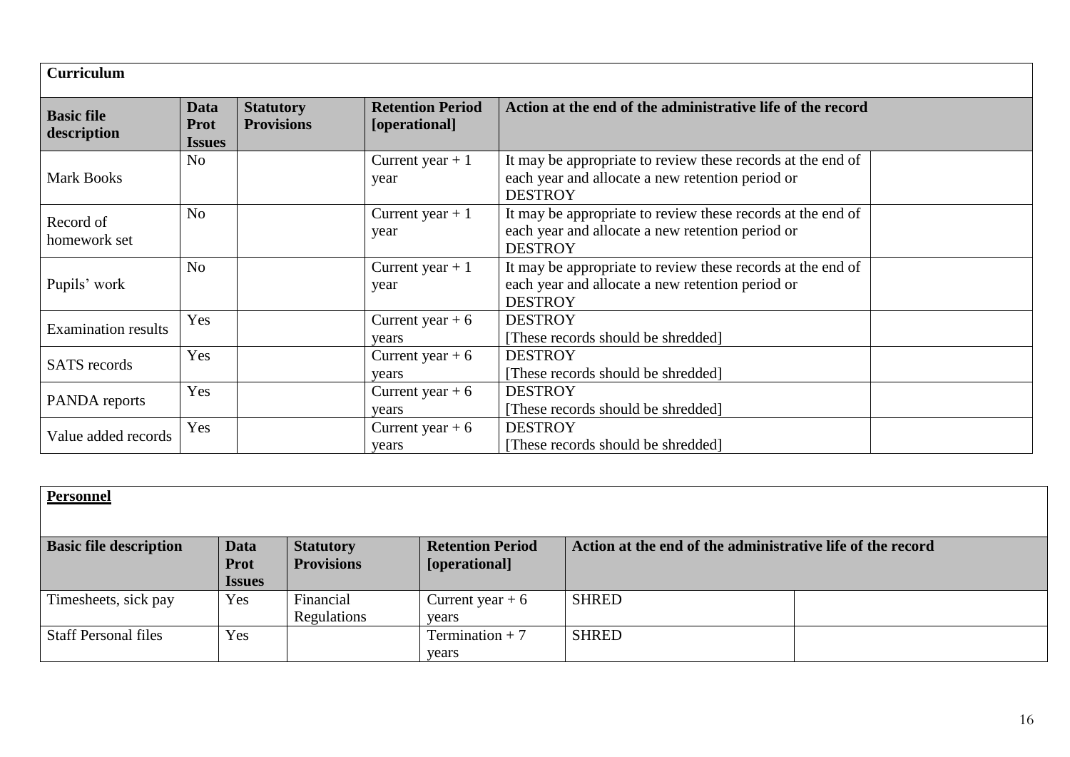| **Curriculum** | | | | | |
|---|---|---|---|---|---|
| **Basic file description** | **Data Prot Issues** | **Statutory Provisions** | **Retention Period [operational]** | **Action at the end of the administrative life of the record** | |
| Mark Books | No | | Current year + 1 year | It may be appropriate to review these records at the end of each year and allocate a new retention period or DESTROY | |
| Record of homework set | No | | Current year + 1 year | It may be appropriate to review these records at the end of each year and allocate a new retention period or DESTROY | |
| Pupils' work | No | | Current year + 1 year | It may be appropriate to review these records at the end of each year and allocate a new retention period or DESTROY | |
| Examination results | Yes | | Current year + 6 years | DESTROY [These records should be shredded] | |
| SATS records | Yes | | Current year + 6 years | DESTROY [These records should be shredded] | |
| PANDA reports | Yes | | Current year + 6 years | DESTROY [These records should be shredded] | |
| Value added records | Yes | | Current year + 6 years | DESTROY [These records should be shredded] | |

| **Personnel** | | | | | |
|---|---|---|---|---|---|
| **Basic file description** | **Data Prot Issues** | **Statutory Provisions** | **Retention Period [operational]** | **Action at the end of the administrative life of the record** | |
| Timesheets, sick pay | Yes | Financial Regulations | Current year + 6 years | SHRED | |
| Staff Personal files | Yes | | Termination + 7 years | SHRED | |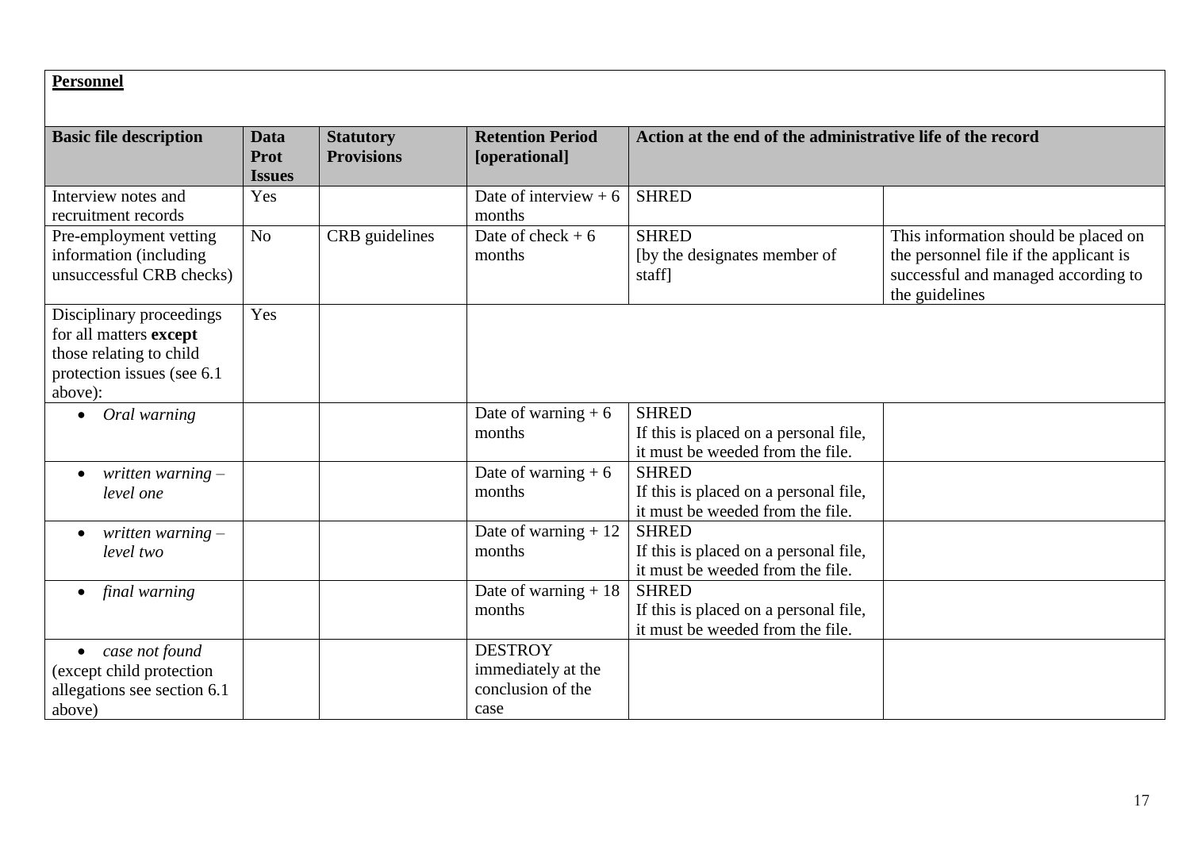**Personnel**

| Basic file description | Data Prot Issues | Statutory Provisions | Retention Period [operational] | Action at the end of the administrative life of the record | |
|---|---|---|---|---|---|
| Interview notes and recruitment records | Yes | | Date of interview + 6 months | SHRED | |
| Pre-employment vetting information (including unsuccessful CRB checks) | No | CRB guidelines | Date of check + 6 months | SHRED [by the designates member of staff] | This information should be placed on the personnel file if the applicant is successful and managed according to the guidelines |
| Disciplinary proceedings for all matters **except** those relating to child protection issues (see 6.1 above): | Yes | | | | |
| • *Oral warning* | | | Date of warning + 6 months | SHRED If this is placed on a personal file, it must be weeded from the file. | |
| • *written warning – level one* | | | Date of warning + 6 months | SHRED If this is placed on a personal file, it must be weeded from the file. | |
| • *written warning – level two* | | | Date of warning + 12 months | SHRED If this is placed on a personal file, it must be weeded from the file. | |
| • *final warning* | | | Date of warning + 18 months | SHRED If this is placed on a personal file, it must be weeded from the file. | |
| • *case not found* (except child protection allegations see section 6.1 above) | | | DESTROY immediately at the conclusion of the case | | |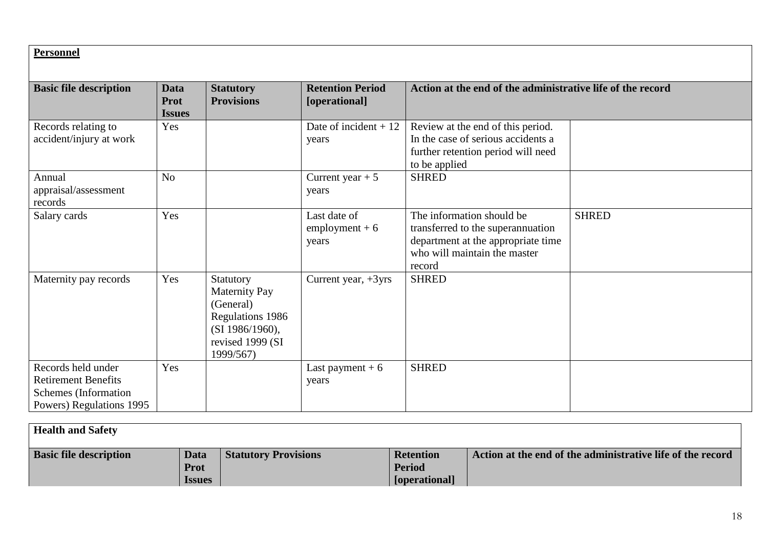**Personnel**

| Basic file description | Data Prot Issues | Statutory Provisions | Retention Period [operational] | Action at the end of the administrative life of the record | |
|---|---|---|---|---|---|
| Records relating to accident/injury at work | Yes | | Date of incident + 12 years | Review at the end of this period. In the case of serious accidents a further retention period will need to be applied | |
| Annual appraisal/assessment records | No | | Current year + 5 years | SHRED | |
| Salary cards | Yes | | Last date of employment + 6 years | The information should be transferred to the superannuation department at the appropriate time who will maintain the master record | SHRED |
| Maternity pay records | Yes | Statutory Maternity Pay (General) Regulations 1986 (SI 1986/1960), revised 1999 (SI 1999/567) | Current year, +3yrs | SHRED | |
| Records held under Retirement Benefits Schemes (Information Powers) Regulations 1995 | Yes | | Last payment + 6 years | SHRED | |

**Health and Safety**

| Basic file description | Data Prot Issues | Statutory Provisions | Retention Period [operational] | Action at the end of the administrative life of the record |
|---|---|---|---|---|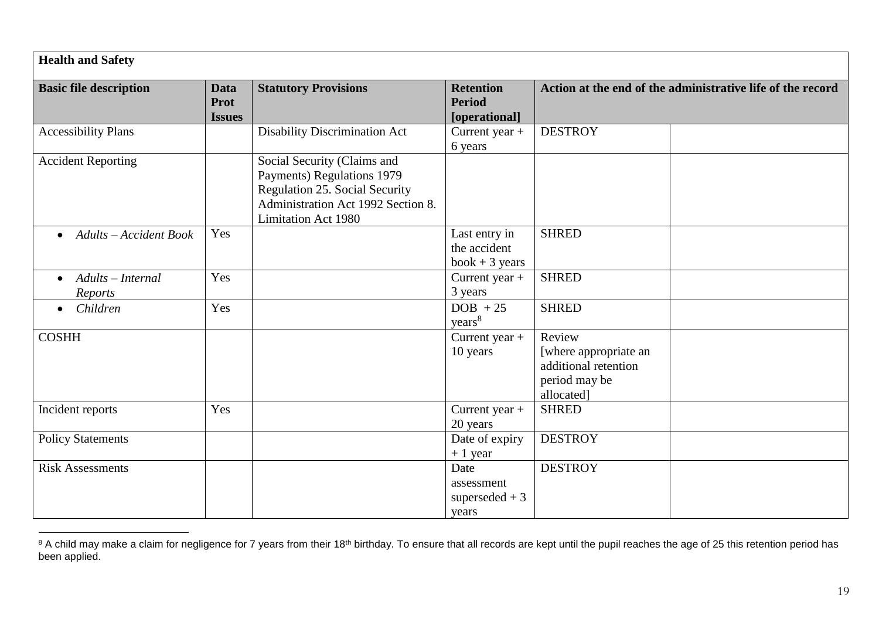| Health and Safety | | | | | |
|---|---|---|---|---|---|
| **Basic file description** | **Data Prot Issues** | **Statutory Provisions** | **Retention Period [operational]** | **Action at the end of the administrative life of the record** | |
| Accessibility Plans | | Disability Discrimination Act | Current year + 6 years | DESTROY | |
| Accident Reporting | | Social Security (Claims and Payments) Regulations 1979 Regulation 25. Social Security Administration Act 1992 Section 8. Limitation Act 1980 | | | |
| • *Adults – Accident Book* | Yes | | Last entry in the accident book + 3 years | SHRED | |
| • *Adults – Internal Reports* | Yes | | Current year + 3 years | SHRED | |
| • *Children* | Yes | | DOB + 25 years[8] | SHRED | |
| COSHH | | | Current year + 10 years | Review [where appropriate an additional retention period may be allocated] | |
| Incident reports | Yes | | Current year + 20 years | SHRED | |
| Policy Statements | | | Date of expiry + 1 year | DESTROY | |
| Risk Assessments | | | Date assessment superseded + 3 years | DESTROY | |

[8] A child may make a claim for negligence for 7 years from their 18th birthday. To ensure that all records are kept until the pupil reaches the age of 25 this retention period has been applied.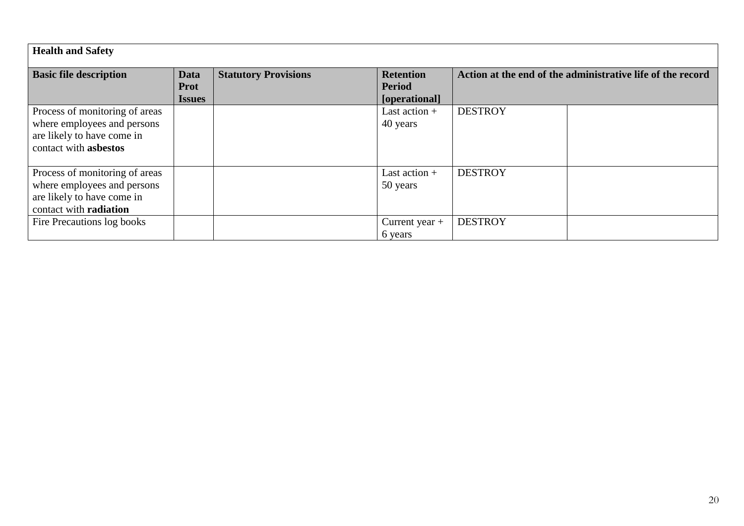| Health and Safety | | | | | |
|---|---|---|---|---|---|
| **Basic file description** | **Data Prot Issues** | **Statutory Provisions** | **Retention Period [operational]** | **Action at the end of the administrative life of the record** | |
| Process of monitoring of areas where employees and persons are likely to have come in contact with **asbestos** | | | Last action + 40 years | DESTROY | |
| Process of monitoring of areas where employees and persons are likely to have come in contact with **radiation** | | | Last action + 50 years | DESTROY | |
| Fire Precautions log books | | | Current year + 6 years | DESTROY | |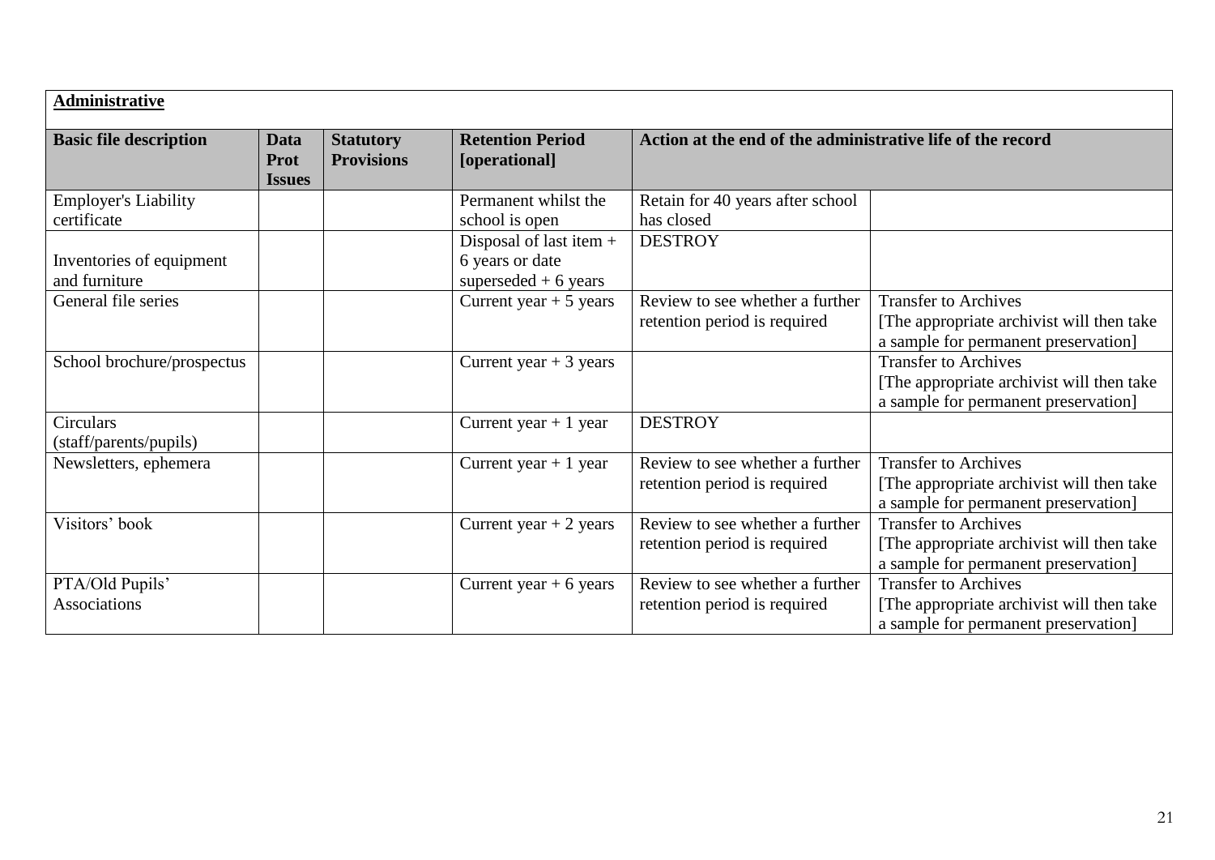**Administrative**

| Basic file description | Data Prot Issues | Statutory Provisions | Retention Period [operational] | Action at the end of the administrative life of the record | |
|---|---|---|---|---|---|
| Employer's Liability certificate | | | Permanent whilst the school is open | Retain for 40 years after school has closed | |
| Inventories of equipment and furniture | | | Disposal of last item + 6 years or date superseded + 6 years | DESTROY | |
| General file series | | | Current year + 5 years | Review to see whether a further retention period is required | Transfer to Archives [The appropriate archivist will then take a sample for permanent preservation] |
| School brochure/prospectus | | | Current year + 3 years | | Transfer to Archives [The appropriate archivist will then take a sample for permanent preservation] |
| Circulars (staff/parents/pupils) | | | Current year + 1 year | DESTROY | |
| Newsletters, ephemera | | | Current year + 1 year | Review to see whether a further retention period is required | Transfer to Archives [The appropriate archivist will then take a sample for permanent preservation] |
| Visitors' book | | | Current year + 2 years | Review to see whether a further retention period is required | Transfer to Archives [The appropriate archivist will then take a sample for permanent preservation] |
| PTA/Old Pupils' Associations | | | Current year + 6 years | Review to see whether a further retention period is required | Transfer to Archives [The appropriate archivist will then take a sample for permanent preservation] |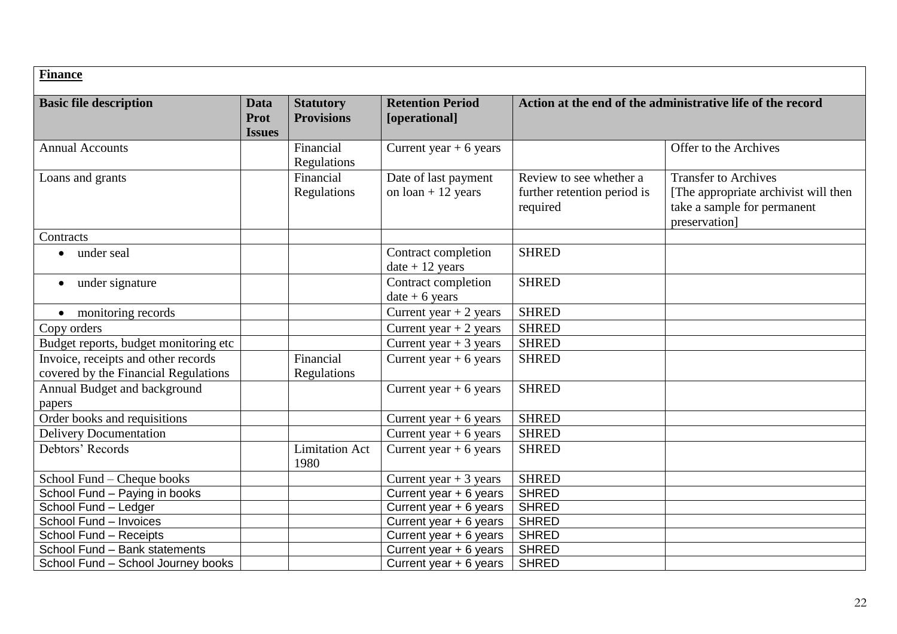**Finance**

| Basic file description | Data Prot Issues | Statutory Provisions | Retention Period [operational] | Action at the end of the administrative life of the record | |
|---|---|---|---|---|---|
| Annual Accounts | | Financial Regulations | Current year + 6 years | | Offer to the Archives |
| Loans and grants | | Financial Regulations | Date of last payment on loan + 12 years | Review to see whether a further retention period is required | Transfer to Archives [The appropriate archivist will then take a sample for permanent preservation] |
| Contracts | | | | | |
| • under seal | | | Contract completion date + 12 years | SHRED | |
| • under signature | | | Contract completion date + 6 years | SHRED | |
| • monitoring records | | | Current year + 2 years | SHRED | |
| Copy orders | | | Current year + 2 years | SHRED | |
| Budget reports, budget monitoring etc | | | Current year + 3 years | SHRED | |
| Invoice, receipts and other records covered by the Financial Regulations | | Financial Regulations | Current year + 6 years | SHRED | |
| Annual Budget and background papers | | | Current year + 6 years | SHRED | |
| Order books and requisitions | | | Current year + 6 years | SHRED | |
| Delivery Documentation | | | Current year + 6 years | SHRED | |
| Debtors' Records | | Limitation Act 1980 | Current year + 6 years | SHRED | |
| School Fund – Cheque books | | | Current year + 3 years | SHRED | |
| School Fund – Paying in books | | | Current year + 6 years | SHRED | |
| School Fund – Ledger | | | Current year + 6 years | SHRED | |
| School Fund – Invoices | | | Current year + 6 years | SHRED | |
| School Fund – Receipts | | | Current year + 6 years | SHRED | |
| School Fund – Bank statements | | | Current year + 6 years | SHRED | |
| School Fund – School Journey books | | | Current year + 6 years | SHRED | |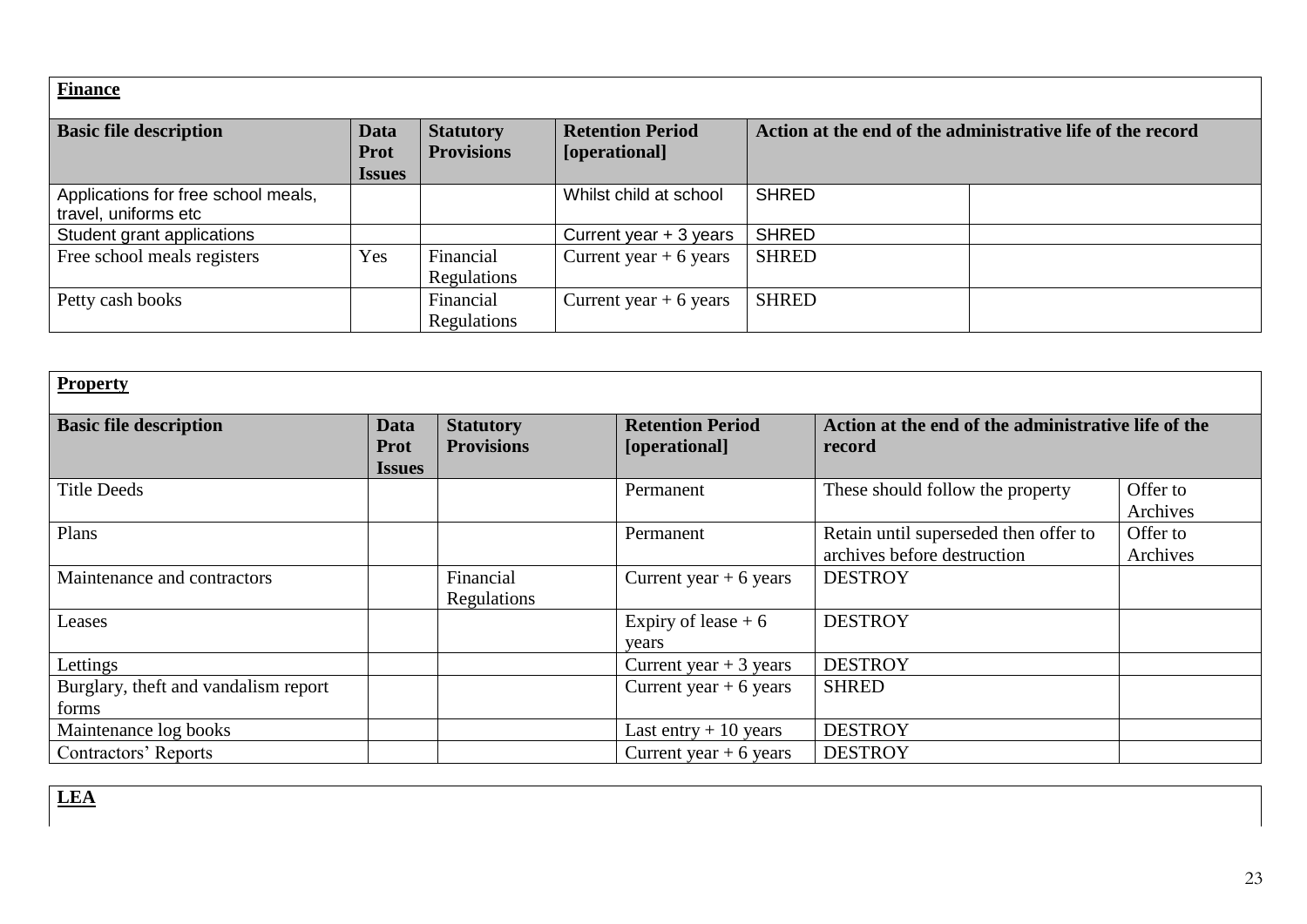**Finance**

| Basic file description | Data Prot Issues | Statutory Provisions | Retention Period [operational] | Action at the end of the administrative life of the record | |
|---|---|---|---|---|---|
| Applications for free school meals, travel, uniforms etc | | | Whilst child at school | SHRED | |
| Student grant applications | | | Current year + 3 years | SHRED | |
| Free school meals registers | Yes | Financial Regulations | Current year + 6 years | SHRED | |
| Petty cash books | | Financial Regulations | Current year + 6 years | SHRED | |

**Property**

| Basic file description | Data Prot Issues | Statutory Provisions | Retention Period [operational] | Action at the end of the administrative life of the record | |
|---|---|---|---|---|---|
| Title Deeds | | | Permanent | These should follow the property | Offer to Archives |
| Plans | | | Permanent | Retain until superseded then offer to archives before destruction | Offer to Archives |
| Maintenance and contractors | | Financial Regulations | Current year + 6 years | DESTROY | |
| Leases | | | Expiry of lease + 6 years | DESTROY | |
| Lettings | | | Current year + 3 years | DESTROY | |
| Burglary, theft and vandalism report forms | | | Current year + 6 years | SHRED | |
| Maintenance log books | | | Last entry + 10 years | DESTROY | |
| Contractors' Reports | | | Current year + 6 years | DESTROY | |

**LEA**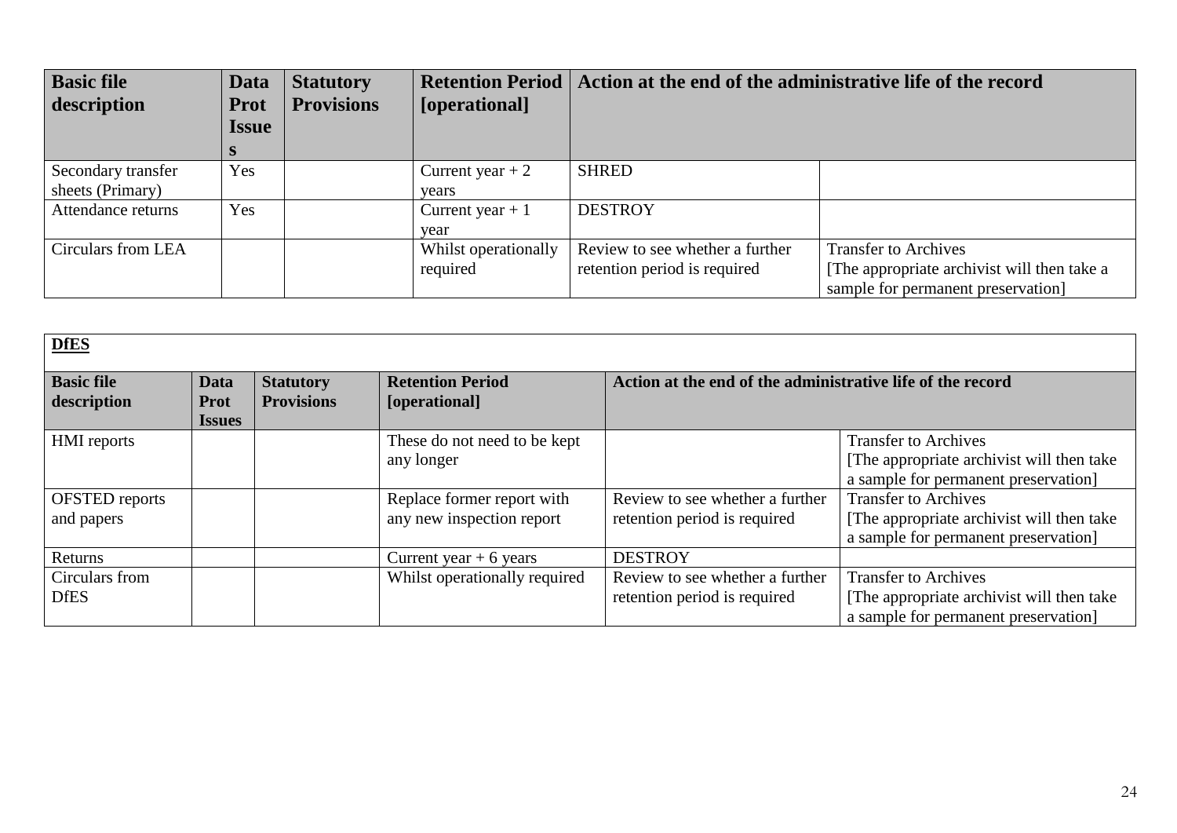| Basic file description | Data Prot Issues | Statutory Provisions | Retention Period [operational] | Action at the end of the administrative life of the record | |
|---|---|---|---|---|---|
| Secondary transfer sheets (Primary) | Yes | | Current year + 2 years | SHRED | |
| Attendance returns | Yes | | Current year + 1 year | DESTROY | |
| Circulars from LEA | | | Whilst operationally required | Review to see whether a further retention period is required | Transfer to Archives [The appropriate archivist will then take a sample for permanent preservation] |

**DfES**

| Basic file description | Data Prot Issues | Statutory Provisions | Retention Period [operational] | Action at the end of the administrative life of the record | |
|---|---|---|---|---|---|
| HMI reports | | | These do not need to be kept any longer | | Transfer to Archives [The appropriate archivist will then take a sample for permanent preservation] |
| OFSTED reports and papers | | | Replace former report with any new inspection report | Review to see whether a further retention period is required | Transfer to Archives [The appropriate archivist will then take a sample for permanent preservation] |
| Returns | | | Current year + 6 years | DESTROY | |
| Circulars from DfES | | | Whilst operationally required | Review to see whether a further retention period is required | Transfer to Archives [The appropriate archivist will then take a sample for permanent preservation] |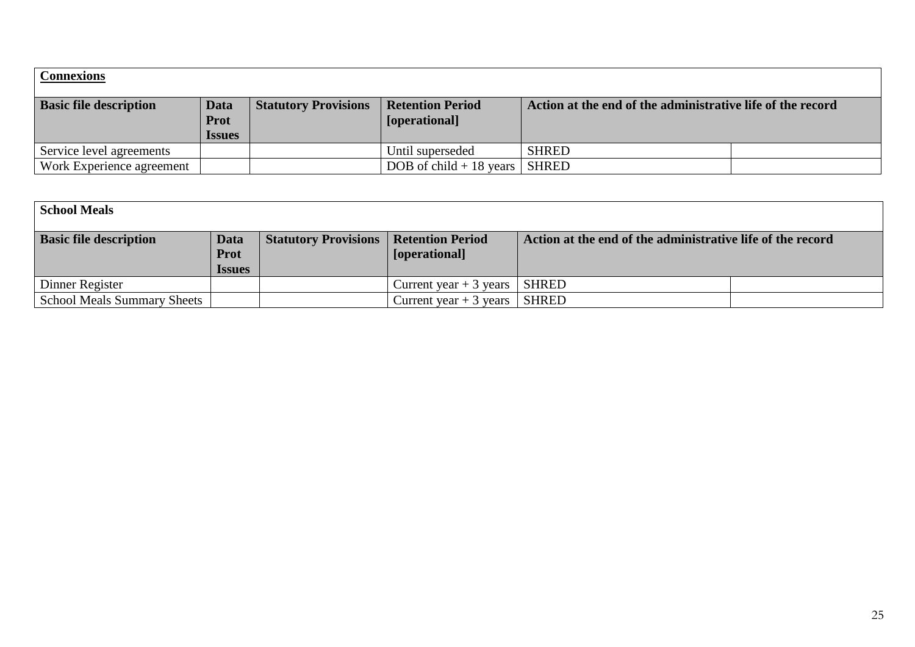| **Connexions** | | | | | |
|---|---|---|---|---|---|
| **Basic file description** | **Data Prot Issues** | **Statutory Provisions** | **Retention Period [operational]** | **Action at the end of the administrative life of the record** | |
| Service level agreements | | | Until superseded | SHRED | |
| Work Experience agreement | | | DOB of child + 18 years | SHRED | |

| **School Meals** | | | | | |
|---|---|---|---|---|---|
| **Basic file description** | **Data Prot Issues** | **Statutory Provisions** | **Retention Period [operational]** | **Action at the end of the administrative life of the record** | |
| Dinner Register | | | Current year + 3 years | SHRED | |
| School Meals Summary Sheets | | | Current year + 3 years | SHRED | |